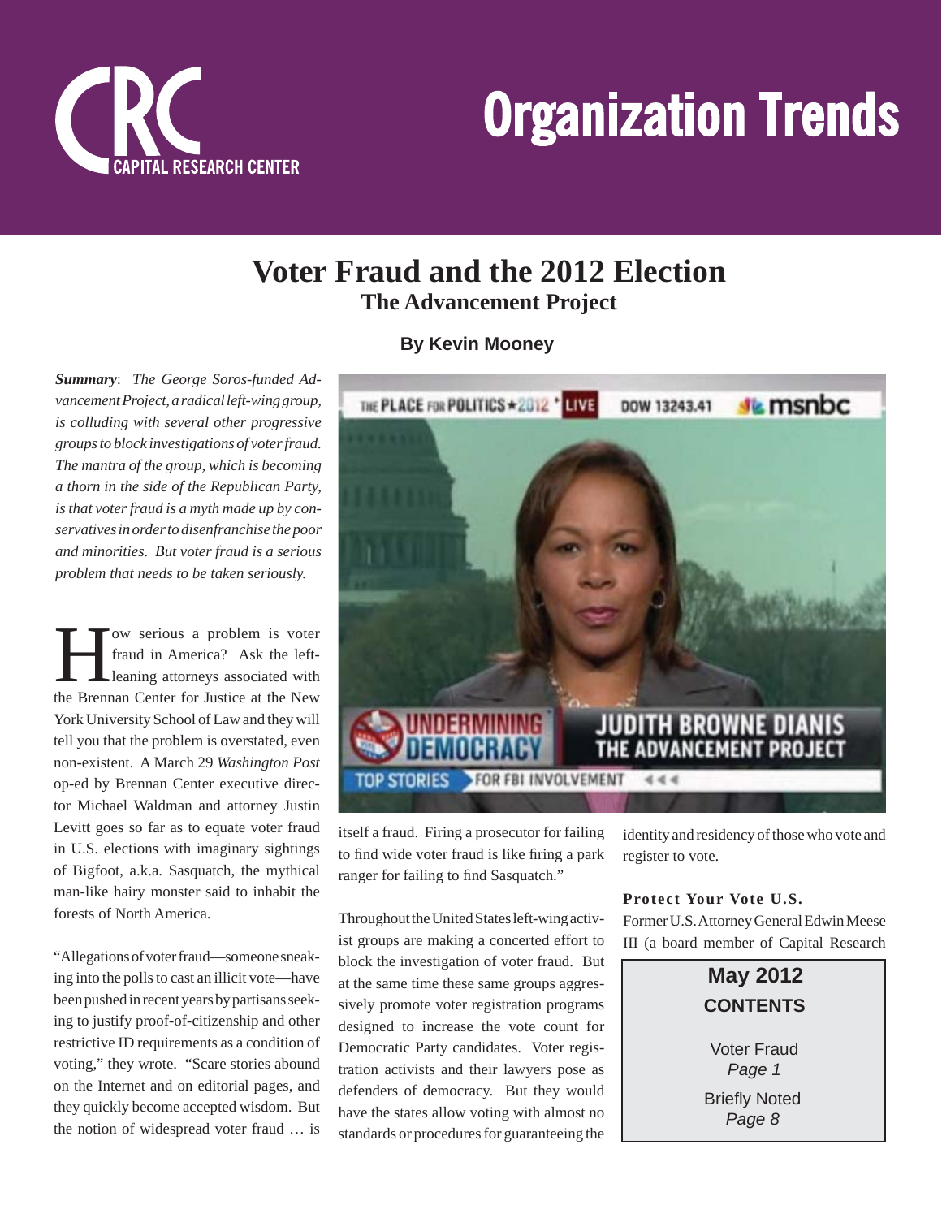# Organization Trends

CAPITAL RESEARCH CENTER

## Voter Fraud and the 2012 Election
### The Advancement Project

**By Kevin Mooney**

***Summary**: The George Soros-funded Advancement Project, a radical left-wing group, is colluding with several other progressive groups to block investigations of voter fraud. The mantra of the group, which is becoming a thorn in the side of the Republican Party, is that voter fraud is a myth made up by conservatives in order to disenfranchise the poor and minorities. But voter fraud is a serious problem that needs to be taken seriously.*

How serious a problem is voter fraud in America? Ask the left-leaning attorneys associated with the Brennan Center for Justice at the New York University School of Law and they will tell you that the problem is overstated, even non-existent. A March 29 *Washington Post* op-ed by Brennan Center executive director Michael Waldman and attorney Justin Levitt goes so far as to equate voter fraud in U.S. elections with imaginary sightings of Bigfoot, a.k.a. Sasquatch, the mythical man-like hairy monster said to inhabit the forests of North America.

"Allegations of voter fraud—someone sneaking into the polls to cast an illicit vote—have been pushed in recent years by partisans seeking to justify proof-of-citizenship and other restrictive ID requirements as a condition of voting," they wrote. "Scare stories abound on the Internet and on editorial pages, and they quickly become accepted wisdom. But the notion of widespread voter fraud … is itself a fraud. Firing a prosecutor for failing to find wide voter fraud is like firing a park ranger for failing to find Sasquatch."

Throughout the United States left-wing activist groups are making a concerted effort to block the investigation of voter fraud. But at the same time these same groups aggressively promote voter registration programs designed to increase the vote count for Democratic Party candidates. Voter registration activists and their lawyers pose as defenders of democracy. But they would have the states allow voting with almost no standards or procedures for guaranteeing the identity and residency of those who vote and register to vote.

**Protect Your Vote U.S.**

Former U.S. Attorney General Edwin Meese III (a board member of Capital Research

**May 2012**
**CONTENTS**

Voter Fraud
*Page 1*

Briefly Noted
*Page 8*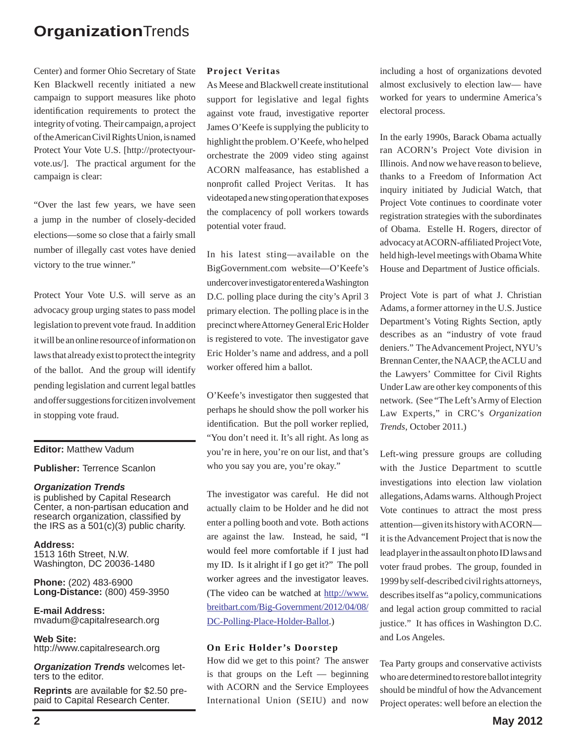Center) and former Ohio Secretary of State Ken Blackwell recently initiated a new campaign to support measures like photo identification requirements to protect the integrity of voting. Their campaign, a project of the American Civil Rights Union, is named Protect Your Vote U.S. [http://protectyourvote.us/]. The practical argument for the campaign is clear:

"Over the last few years, we have seen a jump in the number of closely-decided elections—some so close that a fairly small number of illegally cast votes have denied victory to the true winner."

Protect Your Vote U.S. will serve as an advocacy group urging states to pass model legislation to prevent vote fraud. In addition it will be an online resource of information on laws that already exist to protect the integrity of the ballot. And the group will identify pending legislation and current legal battles and offer suggestions for citizen involvement in stopping vote fraud.

---

**Editor:** Matthew Vadum

**Publisher:** Terrence Scanlon

***Organization Trends*** is published by Capital Research Center, a non-partisan education and research organization, classified by the IRS as a 501(c)(3) public charity.

**Address:**
1513 16th Street, N.W.
Washington, DC 20036-1480

**Phone:** (202) 483-6900
**Long-Distance:** (800) 459-3950

**E-mail Address:**
mvadum@capitalresearch.org

**Web Site:**
http://www.capitalresearch.org

***Organization Trends*** welcomes letters to the editor.

**Reprints** are available for $2.50 prepaid to Capital Research Center.

---

### Project Veritas

As Meese and Blackwell create institutional support for legislative and legal fights against vote fraud, investigative reporter James O'Keefe is supplying the publicity to highlight the problem. O'Keefe, who helped orchestrate the 2009 video sting against ACORN malfeasance, has established a nonprofit called Project Veritas. It has videotaped a new sting operation that exposes the complacency of poll workers towards potential voter fraud.

In his latest sting—available on the BigGovernment.com website—O'Keefe's undercover investigator entered a Washington D.C. polling place during the city's April 3 primary election. The polling place is in the precinct where Attorney General Eric Holder is registered to vote. The investigator gave Eric Holder's name and address, and a poll worker offered him a ballot.

O'Keefe's investigator then suggested that perhaps he should show the poll worker his identification. But the poll worker replied, "You don't need it. It's all right. As long as you're in here, you're on our list, and that's who you say you are, you're okay."

The investigator was careful. He did not actually claim to be Holder and he did not enter a polling booth and vote. Both actions are against the law. Instead, he said, "I would feel more comfortable if I just had my ID. Is it alright if I go get it?" The poll worker agrees and the investigator leaves. (The video can be watched at http://www.breitbart.com/Big-Government/2012/04/08/DC-Polling-Place-Holder-Ballot.)

### On Eric Holder's Doorstep

How did we get to this point? The answer is that groups on the Left — beginning with ACORN and the Service Employees International Union (SEIU) and now including a host of organizations devoted almost exclusively to election law— have worked for years to undermine America's electoral process.

In the early 1990s, Barack Obama actually ran ACORN's Project Vote division in Illinois. And now we have reason to believe, thanks to a Freedom of Information Act inquiry initiated by Judicial Watch, that Project Vote continues to coordinate voter registration strategies with the subordinates of Obama. Estelle H. Rogers, director of advocacy at ACORN-affiliated Project Vote, held high-level meetings with Obama White House and Department of Justice officials.

Project Vote is part of what J. Christian Adams, a former attorney in the U.S. Justice Department's Voting Rights Section, aptly describes as an "industry of vote fraud deniers." The Advancement Project, NYU's Brennan Center, the NAACP, the ACLU and the Lawyers' Committee for Civil Rights Under Law are other key components of this network. (See "The Left's Army of Election Law Experts," in CRC's *Organization Trends*, October 2011.)

Left-wing pressure groups are colluding with the Justice Department to scuttle investigations into election law violation allegations, Adams warns. Although Project Vote continues to attract the most press attention—given its history with ACORN—it is the Advancement Project that is now the lead player in the assault on photo ID laws and voter fraud probes. The group, founded in 1999 by self-described civil rights attorneys, describes itself as "a policy, communications and legal action group committed to racial justice." It has offices in Washington D.C. and Los Angeles.

Tea Party groups and conservative activists who are determined to restore ballot integrity should be mindful of how the Advancement Project operates: well before an election the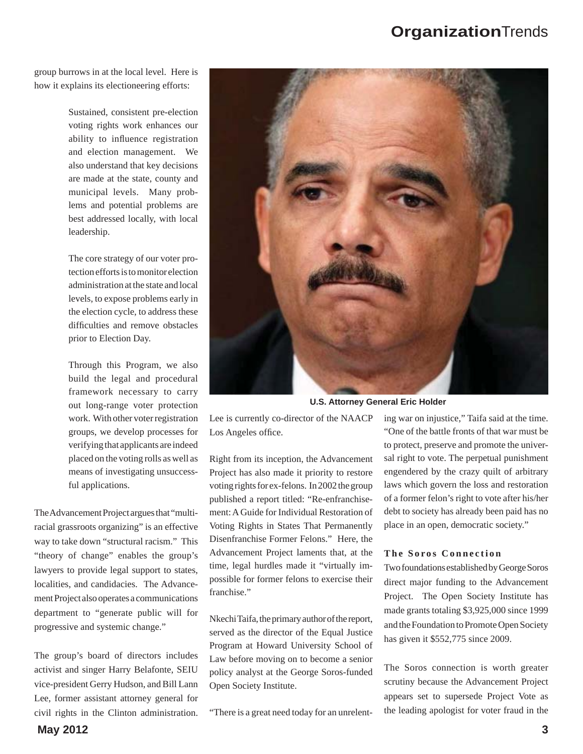group burrows in at the local level. Here is how it explains its electioneering efforts:

> Sustained, consistent pre-election voting rights work enhances our ability to influence registration and election management. We also understand that key decisions are made at the state, county and municipal levels. Many problems and potential problems are best addressed locally, with local leadership.
>
> The core strategy of our voter protection efforts is to monitor election administration at the state and local levels, to expose problems early in the election cycle, to address these difficulties and remove obstacles prior to Election Day.
>
> Through this Program, we also build the legal and procedural framework necessary to carry out long-range voter protection work. With other voter registration groups, we develop processes for verifying that applicants are indeed placed on the voting rolls as well as means of investigating unsuccessful applications.

The Advancement Project argues that "multiracial grassroots organizing" is an effective way to take down "structural racism." This "theory of change" enables the group's lawyers to provide legal support to states, localities, and candidacies. The Advancement Project also operates a communications department to "generate public will for progressive and systemic change."

The group's board of directors includes activist and singer Harry Belafonte, SEIU vice-president Gerry Hudson, and Bill Lann Lee, former assistant attorney general for civil rights in the Clinton administration. Lee is currently co-director of the NAACP Los Angeles office.

U.S. Attorney General Eric Holder

Right from its inception, the Advancement Project has also made it priority to restore voting rights for ex-felons. In 2002 the group published a report titled: "Re-enfranchisement: A Guide for Individual Restoration of Voting Rights in States That Permanently Disenfranchise Former Felons." Here, the Advancement Project laments that, at the time, legal hurdles made it "virtually impossible for former felons to exercise their franchise."

Nkechi Taifa, the primary author of the report, served as the director of the Equal Justice Program at Howard University School of Law before moving on to become a senior policy analyst at the George Soros-funded Open Society Institute.

"There is a great need today for an unrelenting war on injustice," Taifa said at the time. "One of the battle fronts of that war must be to protect, preserve and promote the universal right to vote. The perpetual punishment engendered by the crazy quilt of arbitrary laws which govern the loss and restoration of a former felon's right to vote after his/her debt to society has already been paid has no place in an open, democratic society."

### The Soros Connection

Two foundations established by George Soros direct major funding to the Advancement Project. The Open Society Institute has made grants totaling $3,925,000 since 1999 and the Foundation to Promote Open Society has given it $552,775 since 2009.

The Soros connection is worth greater scrutiny because the Advancement Project appears set to supersede Project Vote as the leading apologist for voter fraud in the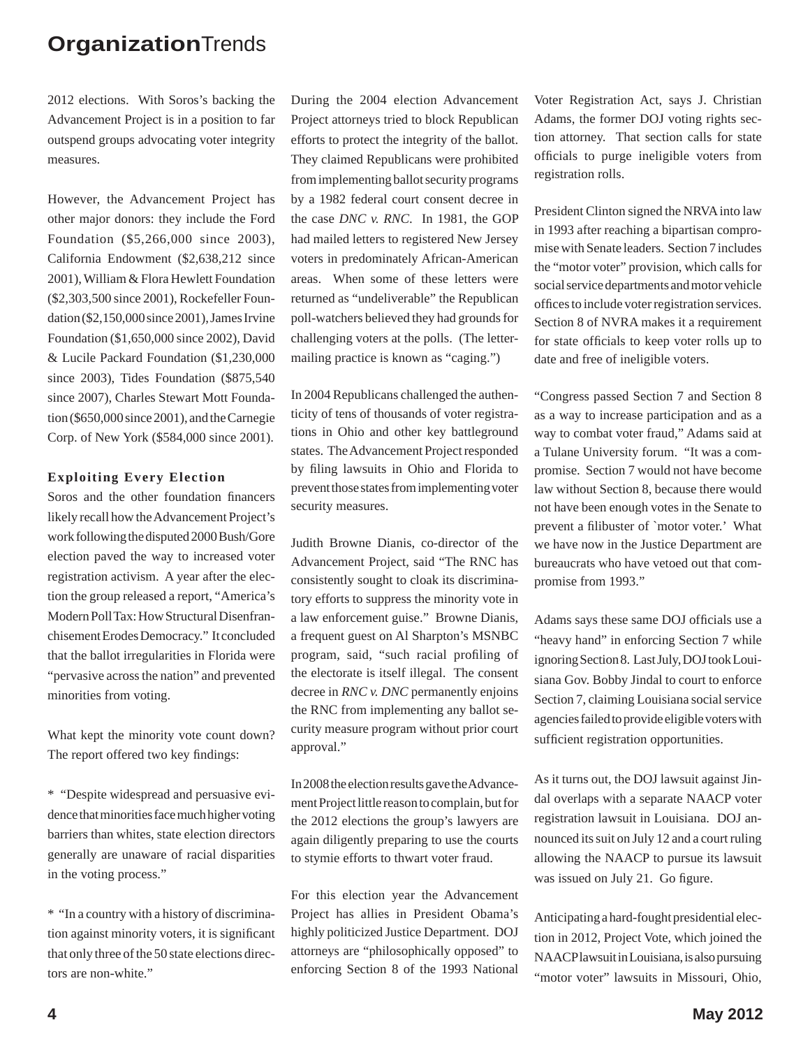2012 elections. With Soros's backing the Advancement Project is in a position to far outspend groups advocating voter integrity measures.

However, the Advancement Project has other major donors: they include the Ford Foundation ($5,266,000 since 2003), California Endowment ($2,638,212 since 2001), William & Flora Hewlett Foundation ($2,303,500 since 2001), Rockefeller Foundation ($2,150,000 since 2001), James Irvine Foundation ($1,650,000 since 2002), David & Lucile Packard Foundation ($1,230,000 since 2003), Tides Foundation ($875,540 since 2007), Charles Stewart Mott Foundation ($650,000 since 2001), and the Carnegie Corp. of New York ($584,000 since 2001).

### Exploiting Every Election

Soros and the other foundation financers likely recall how the Advancement Project's work following the disputed 2000 Bush/Gore election paved the way to increased voter registration activism. A year after the election the group released a report, "America's Modern Poll Tax: How Structural Disenfranchisement Erodes Democracy." It concluded that the ballot irregularities in Florida were "pervasive across the nation" and prevented minorities from voting.

What kept the minority vote count down? The report offered two key findings:

* "Despite widespread and persuasive evidence that minorities face much higher voting barriers than whites, state election directors generally are unaware of racial disparities in the voting process."

* "In a country with a history of discrimination against minority voters, it is significant that only three of the 50 state elections directors are non-white."

During the 2004 election Advancement Project attorneys tried to block Republican efforts to protect the integrity of the ballot. They claimed Republicans were prohibited from implementing ballot security programs by a 1982 federal court consent decree in the case *DNC v. RNC*. In 1981, the GOP had mailed letters to registered New Jersey voters in predominately African-American areas. When some of these letters were returned as "undeliverable" the Republican poll-watchers believed they had grounds for challenging voters at the polls. (The letter-mailing practice is known as "caging.")

In 2004 Republicans challenged the authenticity of tens of thousands of voter registrations in Ohio and other key battleground states. The Advancement Project responded by filing lawsuits in Ohio and Florida to prevent those states from implementing voter security measures.

Judith Browne Dianis, co-director of the Advancement Project, said "The RNC has consistently sought to cloak its discriminatory efforts to suppress the minority vote in a law enforcement guise." Browne Dianis, a frequent guest on Al Sharpton's MSNBC program, said, "such racial profiling of the electorate is itself illegal. The consent decree in *RNC v. DNC* permanently enjoins the RNC from implementing any ballot security measure program without prior court approval."

In 2008 the election results gave the Advancement Project little reason to complain, but for the 2012 elections the group's lawyers are again diligently preparing to use the courts to stymie efforts to thwart voter fraud.

For this election year the Advancement Project has allies in President Obama's highly politicized Justice Department. DOJ attorneys are "philosophically opposed" to enforcing Section 8 of the 1993 National Voter Registration Act, says J. Christian Adams, the former DOJ voting rights section attorney. That section calls for state officials to purge ineligible voters from registration rolls.

President Clinton signed the NRVA into law in 1993 after reaching a bipartisan compromise with Senate leaders. Section 7 includes the "motor voter" provision, which calls for social service departments and motor vehicle offices to include voter registration services. Section 8 of NVRA makes it a requirement for state officials to keep voter rolls up to date and free of ineligible voters.

"Congress passed Section 7 and Section 8 as a way to increase participation and as a way to combat voter fraud," Adams said at a Tulane University forum. "It was a compromise. Section 7 would not have become law without Section 8, because there would not have been enough votes in the Senate to prevent a filibuster of `motor voter.' What we have now in the Justice Department are bureaucrats who have vetoed out that compromise from 1993."

Adams says these same DOJ officials use a "heavy hand" in enforcing Section 7 while ignoring Section 8. Last July, DOJ took Louisiana Gov. Bobby Jindal to court to enforce Section 7, claiming Louisiana social service agencies failed to provide eligible voters with sufficient registration opportunities.

As it turns out, the DOJ lawsuit against Jindal overlaps with a separate NAACP voter registration lawsuit in Louisiana. DOJ announced its suit on July 12 and a court ruling allowing the NAACP to pursue its lawsuit was issued on July 21. Go figure.

Anticipating a hard-fought presidential election in 2012, Project Vote, which joined the NAACP lawsuit in Louisiana, is also pursuing "motor voter" lawsuits in Missouri, Ohio,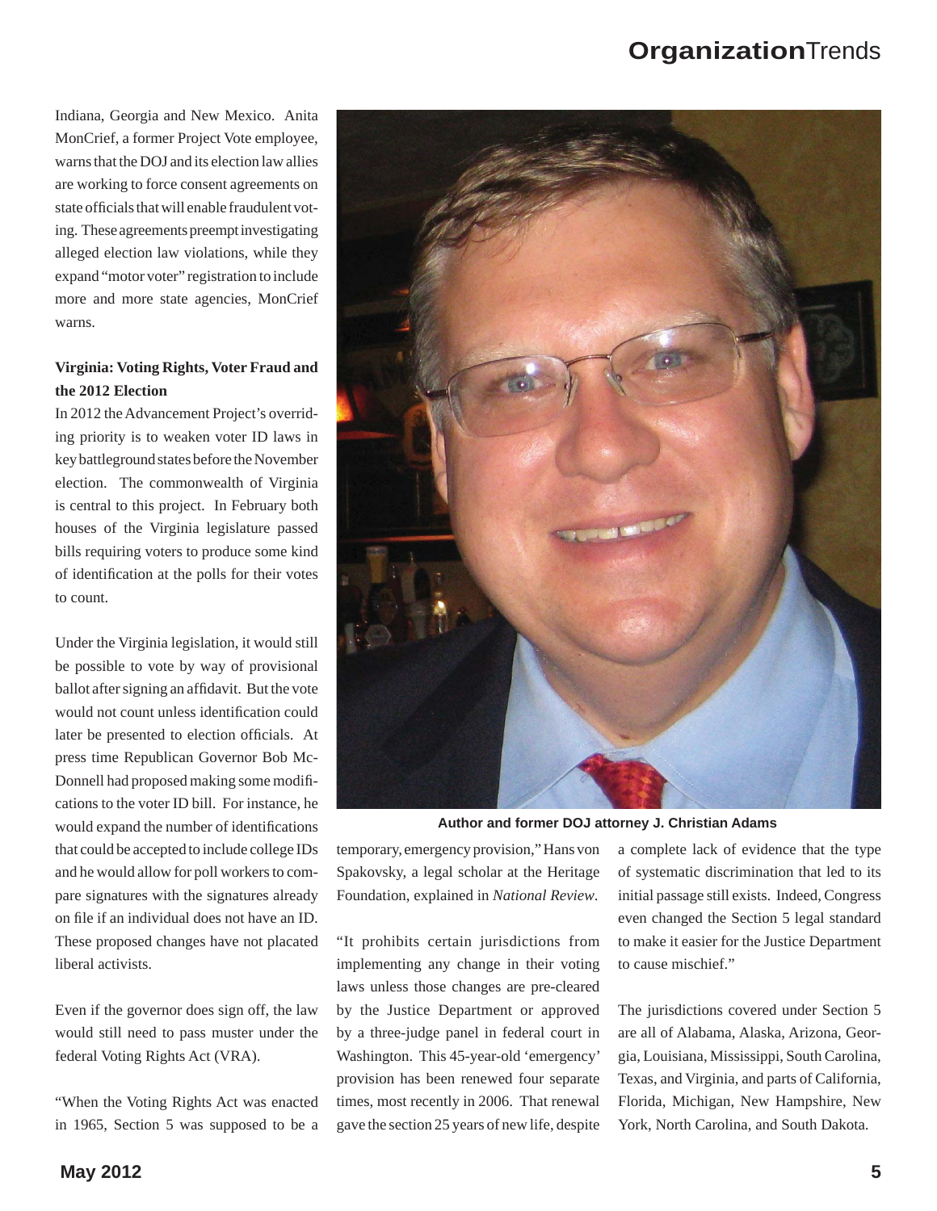Indiana, Georgia and New Mexico. Anita MonCrief, a former Project Vote employee, warns that the DOJ and its election law allies are working to force consent agreements on state officials that will enable fraudulent voting. These agreements preempt investigating alleged election law violations, while they expand "motor voter" registration to include more and more state agencies, MonCrief warns.

**Virginia: Voting Rights, Voter Fraud and the 2012 Election**

In 2012 the Advancement Project's overriding priority is to weaken voter ID laws in key battleground states before the November election. The commonwealth of Virginia is central to this project. In February both houses of the Virginia legislature passed bills requiring voters to produce some kind of identification at the polls for their votes to count.

Under the Virginia legislation, it would still be possible to vote by way of provisional ballot after signing an affidavit. But the vote would not count unless identification could later be presented to election officials. At press time Republican Governor Bob McDonnell had proposed making some modifications to the voter ID bill. For instance, he would expand the number of identifications that could be accepted to include college IDs and he would allow for poll workers to compare signatures with the signatures already on file if an individual does not have an ID. These proposed changes have not placated liberal activists.

Even if the governor does sign off, the law would still need to pass muster under the federal Voting Rights Act (VRA).

"When the Voting Rights Act was enacted in 1965, Section 5 was supposed to be a temporary, emergency provision," Hans von Spakovsky, a legal scholar at the Heritage Foundation, explained in *National Review*.

**Author and former DOJ attorney J. Christian Adams**

"It prohibits certain jurisdictions from implementing any change in their voting laws unless those changes are pre-cleared by the Justice Department or approved by a three-judge panel in federal court in Washington. This 45-year-old 'emergency' provision has been renewed four separate times, most recently in 2006. That renewal gave the section 25 years of new life, despite a complete lack of evidence that the type of systematic discrimination that led to its initial passage still exists. Indeed, Congress even changed the Section 5 legal standard to make it easier for the Justice Department to cause mischief."

The jurisdictions covered under Section 5 are all of Alabama, Alaska, Arizona, Georgia, Louisiana, Mississippi, South Carolina, Texas, and Virginia, and parts of California, Florida, Michigan, New Hampshire, New York, North Carolina, and South Dakota.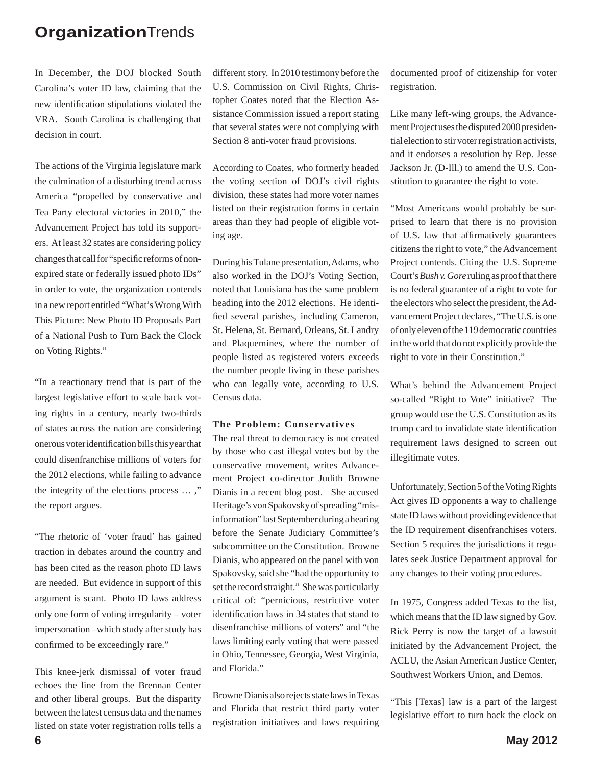In December, the DOJ blocked South Carolina's voter ID law, claiming that the new identification stipulations violated the VRA. South Carolina is challenging that decision in court.

The actions of the Virginia legislature mark the culmination of a disturbing trend across America "propelled by conservative and Tea Party electoral victories in 2010," the Advancement Project has told its supporters. At least 32 states are considering policy changes that call for "specific reforms of non-expired state or federally issued photo IDs" in order to vote, the organization contends in a new report entitled "What's Wrong With This Picture: New Photo ID Proposals Part of a National Push to Turn Back the Clock on Voting Rights."

"In a reactionary trend that is part of the largest legislative effort to scale back voting rights in a century, nearly two-thirds of states across the nation are considering onerous voter identification bills this year that could disenfranchise millions of voters for the 2012 elections, while failing to advance the integrity of the elections process … ," the report argues.

"The rhetoric of 'voter fraud' has gained traction in debates around the country and has been cited as the reason photo ID laws are needed. But evidence in support of this argument is scant. Photo ID laws address only one form of voting irregularity – voter impersonation –which study after study has confirmed to be exceedingly rare."

This knee-jerk dismissal of voter fraud echoes the line from the Brennan Center and other liberal groups. But the disparity between the latest census data and the names listed on state voter registration rolls tells a different story. In 2010 testimony before the U.S. Commission on Civil Rights, Christopher Coates noted that the Election Assistance Commission issued a report stating that several states were not complying with Section 8 anti-voter fraud provisions.

According to Coates, who formerly headed the voting section of DOJ's civil rights division, these states had more voter names listed on their registration forms in certain areas than they had people of eligible voting age.

During his Tulane presentation, Adams, who also worked in the DOJ's Voting Section, noted that Louisiana has the same problem heading into the 2012 elections. He identified several parishes, including Cameron, St. Helena, St. Bernard, Orleans, St. Landry and Plaquemines, where the number of people listed as registered voters exceeds the number people living in these parishes who can legally vote, according to U.S. Census data.

### The Problem: Conservatives

The real threat to democracy is not created by those who cast illegal votes but by the conservative movement, writes Advancement Project co-director Judith Browne Dianis in a recent blog post. She accused Heritage's von Spakovsky of spreading "misinformation" last September during a hearing before the Senate Judiciary Committee's subcommittee on the Constitution. Browne Dianis, who appeared on the panel with von Spakovsky, said she "had the opportunity to set the record straight." She was particularly critical of: "pernicious, restrictive voter identification laws in 34 states that stand to disenfranchise millions of voters" and "the laws limiting early voting that were passed in Ohio, Tennessee, Georgia, West Virginia, and Florida."

Browne Dianis also rejects state laws in Texas and Florida that restrict third party voter registration initiatives and laws requiring documented proof of citizenship for voter registration.

Like many left-wing groups, the Advancement Project uses the disputed 2000 presidential election to stir voter registration activists, and it endorses a resolution by Rep. Jesse Jackson Jr. (D-Ill.) to amend the U.S. Constitution to guarantee the right to vote.

"Most Americans would probably be surprised to learn that there is no provision of U.S. law that affirmatively guarantees citizens the right to vote," the Advancement Project contends. Citing the U.S. Supreme Court's *Bush v. Gore* ruling as proof that there is no federal guarantee of a right to vote for the electors who select the president, the Advancement Project declares, "The U.S. is one of only eleven of the 119 democratic countries in the world that do not explicitly provide the right to vote in their Constitution."

What's behind the Advancement Project so-called "Right to Vote" initiative? The group would use the U.S. Constitution as its trump card to invalidate state identification requirement laws designed to screen out illegitimate votes.

Unfortunately, Section 5 of the Voting Rights Act gives ID opponents a way to challenge state ID laws without providing evidence that the ID requirement disenfranchises voters. Section 5 requires the jurisdictions it regulates seek Justice Department approval for any changes to their voting procedures.

In 1975, Congress added Texas to the list, which means that the ID law signed by Gov. Rick Perry is now the target of a lawsuit initiated by the Advancement Project, the ACLU, the Asian American Justice Center, Southwest Workers Union, and Demos.

"This [Texas] law is a part of the largest legislative effort to turn back the clock on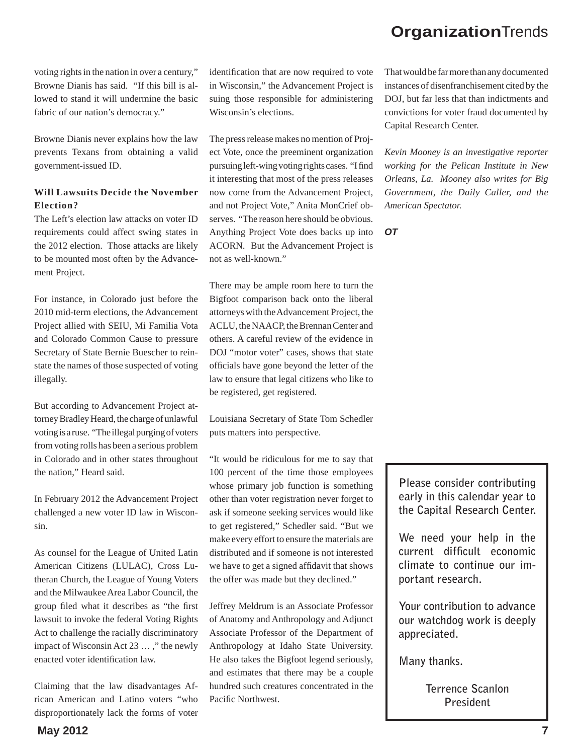voting rights in the nation in over a century," Browne Dianis has said. "If this bill is allowed to stand it will undermine the basic fabric of our nation's democracy."

Browne Dianis never explains how the law prevents Texans from obtaining a valid government-issued ID.

**Will Lawsuits Decide the November Election?**

The Left's election law attacks on voter ID requirements could affect swing states in the 2012 election. Those attacks are likely to be mounted most often by the Advancement Project.

For instance, in Colorado just before the 2010 mid-term elections, the Advancement Project allied with SEIU, Mi Familia Vota and Colorado Common Cause to pressure Secretary of State Bernie Buescher to reinstate the names of those suspected of voting illegally.

But according to Advancement Project attorney Bradley Heard, the charge of unlawful voting is a ruse. "The illegal purging of voters from voting rolls has been a serious problem in Colorado and in other states throughout the nation," Heard said.

In February 2012 the Advancement Project challenged a new voter ID law in Wisconsin.

As counsel for the League of United Latin American Citizens (LULAC), Cross Lutheran Church, the League of Young Voters and the Milwaukee Area Labor Council, the group filed what it describes as "the first lawsuit to invoke the federal Voting Rights Act to challenge the racially discriminatory impact of Wisconsin Act 23 … ," the newly enacted voter identification law.

Claiming that the law disadvantages African American and Latino voters "who disproportionately lack the forms of voter identification that are now required to vote in Wisconsin," the Advancement Project is suing those responsible for administering Wisconsin's elections.

The press release makes no mention of Project Vote, once the preeminent organization pursuing left-wing voting rights cases. "I find it interesting that most of the press releases now come from the Advancement Project, and not Project Vote," Anita MonCrief observes. "The reason here should be obvious. Anything Project Vote does backs up into ACORN. But the Advancement Project is not as well-known."

There may be ample room here to turn the Bigfoot comparison back onto the liberal attorneys with the Advancement Project, the ACLU, the NAACP, the Brennan Center and others. A careful review of the evidence in DOJ "motor voter" cases, shows that state officials have gone beyond the letter of the law to ensure that legal citizens who like to be registered, get registered.

Louisiana Secretary of State Tom Schedler puts matters into perspective.

"It would be ridiculous for me to say that 100 percent of the time those employees whose primary job function is something other than voter registration never forget to ask if someone seeking services would like to get registered," Schedler said. "But we make every effort to ensure the materials are distributed and if someone is not interested we have to get a signed affidavit that shows the offer was made but they declined."

Jeffrey Meldrum is an Associate Professor of Anatomy and Anthropology and Adjunct Associate Professor of the Department of Anthropology at Idaho State University. He also takes the Bigfoot legend seriously, and estimates that there may be a couple hundred such creatures concentrated in the Pacific Northwest.

That would be far more than any documented instances of disenfranchisement cited by the DOJ, but far less that than indictments and convictions for voter fraud documented by Capital Research Center.

*Kevin Mooney is an investigative reporter working for the Pelican Institute in New Orleans, La. Mooney also writes for Big Government, the Daily Caller, and the American Spectator.*

***OT***

---

**Please consider contributing early in this calendar year to the Capital Research Center.**

**We need your help in the current difficult economic climate to continue our important research.**

**Your contribution to advance our watchdog work is deeply appreciated.**

**Many thanks.**

**Terrence Scanlon**
**President**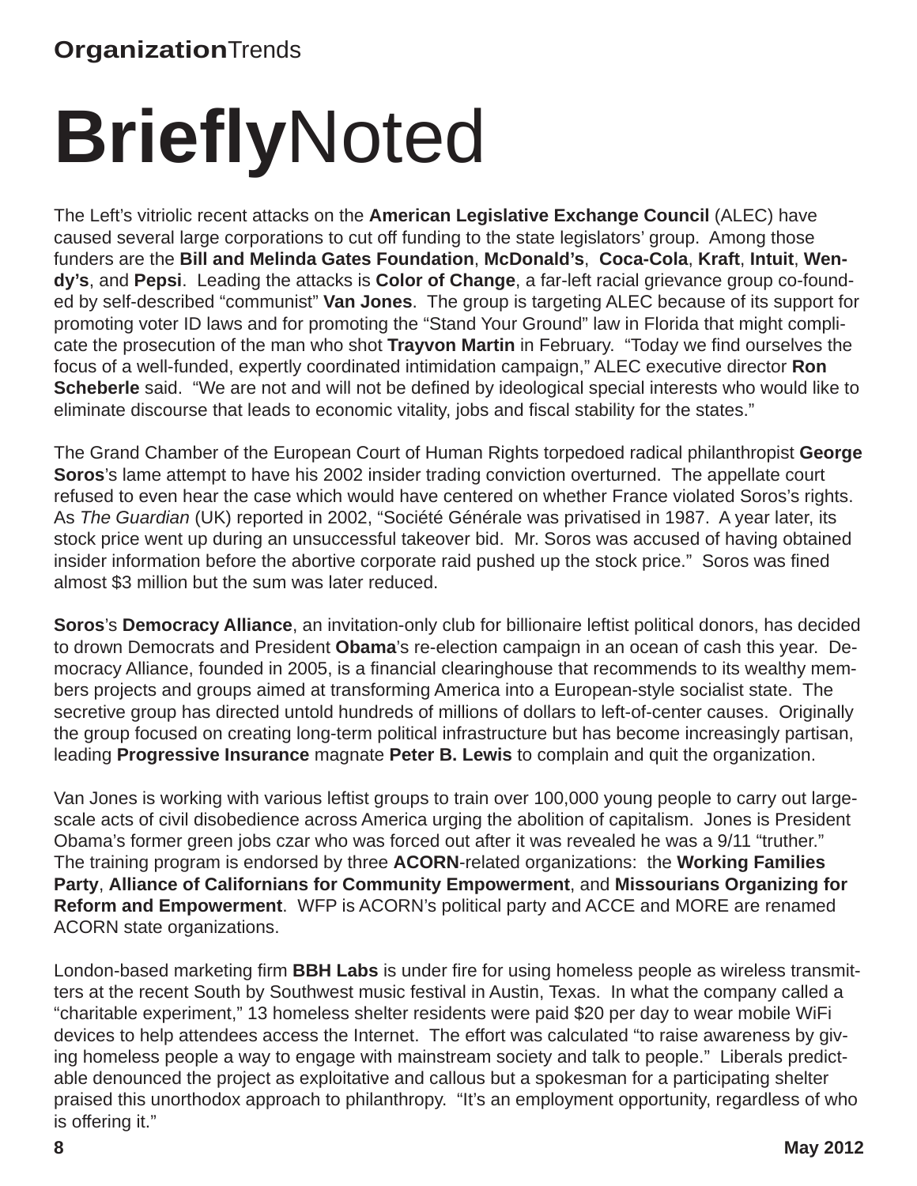# **Briefly**Noted

The Left's vitriolic recent attacks on the **American Legislative Exchange Council** (ALEC) have caused several large corporations to cut off funding to the state legislators' group. Among those funders are the **Bill and Melinda Gates Foundation**, **McDonald's**, **Coca-Cola**, **Kraft**, **Intuit**, **Wendy's**, and **Pepsi**. Leading the attacks is **Color of Change**, a far-left racial grievance group co-founded by self-described "communist" **Van Jones**. The group is targeting ALEC because of its support for promoting voter ID laws and for promoting the "Stand Your Ground" law in Florida that might complicate the prosecution of the man who shot **Trayvon Martin** in February. "Today we find ourselves the focus of a well-funded, expertly coordinated intimidation campaign," ALEC executive director **Ron Scheberle** said. "We are not and will not be defined by ideological special interests who would like to eliminate discourse that leads to economic vitality, jobs and fiscal stability for the states."

The Grand Chamber of the European Court of Human Rights torpedoed radical philanthropist **George Soros**'s lame attempt to have his 2002 insider trading conviction overturned. The appellate court refused to even hear the case which would have centered on whether France violated Soros's rights. As *The Guardian* (UK) reported in 2002, "Société Générale was privatised in 1987. A year later, its stock price went up during an unsuccessful takeover bid. Mr. Soros was accused of having obtained insider information before the abortive corporate raid pushed up the stock price." Soros was fined almost $3 million but the sum was later reduced.

**Soros**'s **Democracy Alliance**, an invitation-only club for billionaire leftist political donors, has decided to drown Democrats and President **Obama**'s re-election campaign in an ocean of cash this year. Democracy Alliance, founded in 2005, is a financial clearinghouse that recommends to its wealthy members projects and groups aimed at transforming America into a European-style socialist state. The secretive group has directed untold hundreds of millions of dollars to left-of-center causes. Originally the group focused on creating long-term political infrastructure but has become increasingly partisan, leading **Progressive Insurance** magnate **Peter B. Lewis** to complain and quit the organization.

Van Jones is working with various leftist groups to train over 100,000 young people to carry out large-scale acts of civil disobedience across America urging the abolition of capitalism. Jones is President Obama's former green jobs czar who was forced out after it was revealed he was a 9/11 "truther." The training program is endorsed by three **ACORN**-related organizations: the **Working Families Party**, **Alliance of Californians for Community Empowerment**, and **Missourians Organizing for Reform and Empowerment**. WFP is ACORN's political party and ACCE and MORE are renamed ACORN state organizations.

London-based marketing firm **BBH Labs** is under fire for using homeless people as wireless transmitters at the recent South by Southwest music festival in Austin, Texas. In what the company called a "charitable experiment," 13 homeless shelter residents were paid $20 per day to wear mobile WiFi devices to help attendees access the Internet. The effort was calculated "to raise awareness by giving homeless people a way to engage with mainstream society and talk to people." Liberals predictable denounced the project as exploitative and callous but a spokesman for a participating shelter praised this unorthodox approach to philanthropy. "It's an employment opportunity, regardless of who is offering it."